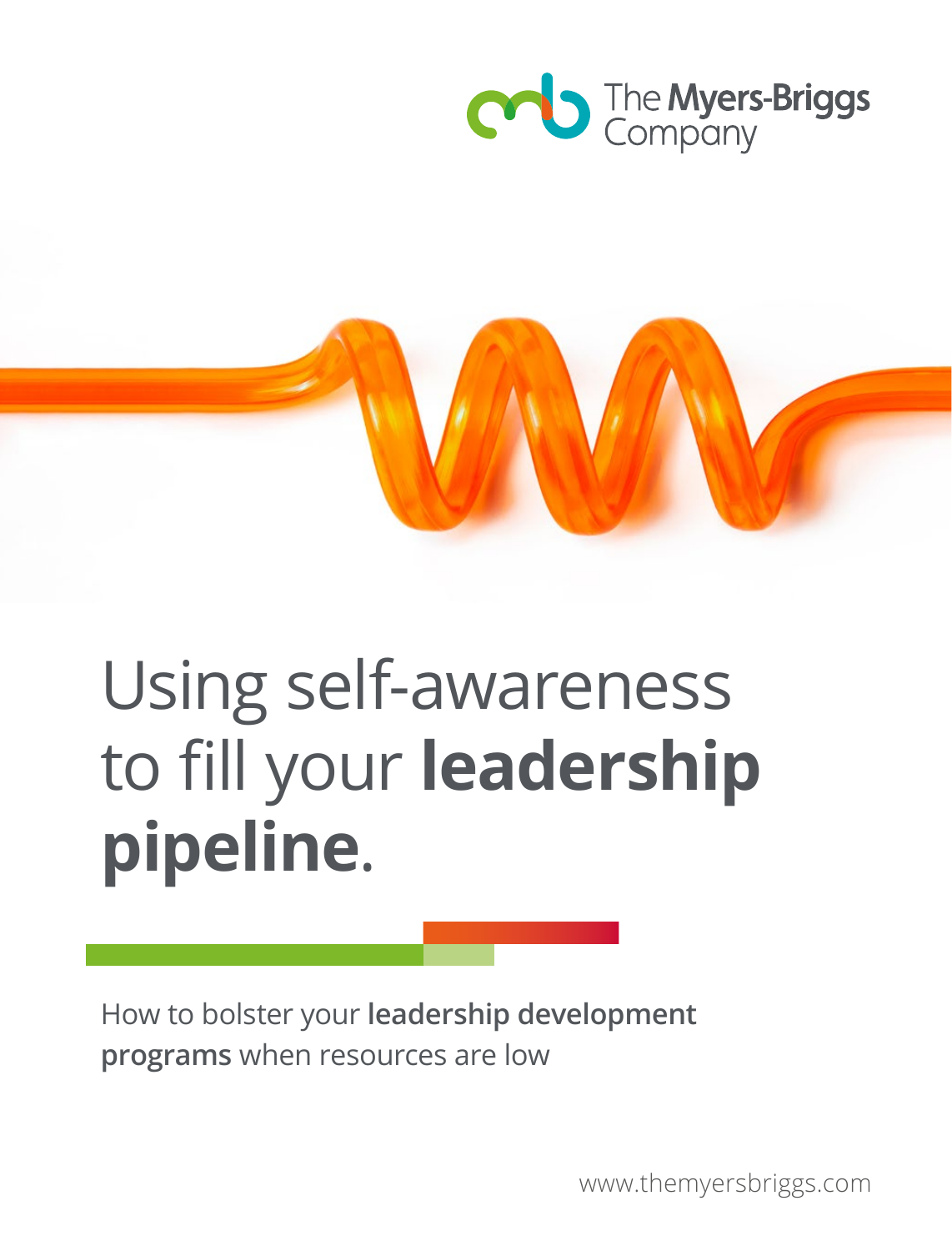The Myers-Briggs Company

# Using self-awareness to fill your **leadership pipeline**.

How to bolster your **leadership development programs** when resources are low

www.themyersbriggs.com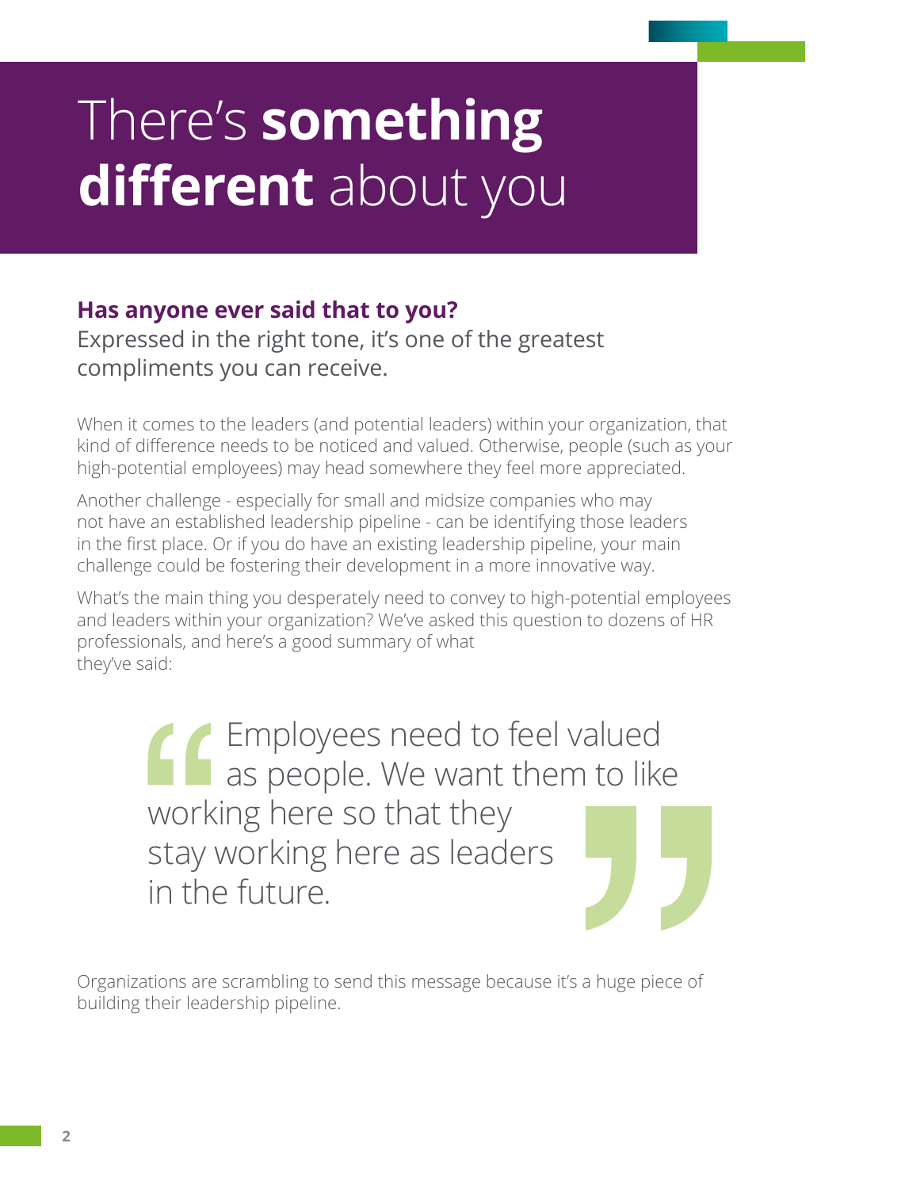# There's **something different** about you

**Has anyone ever said that to you?**

Expressed in the right tone, it's one of the greatest compliments you can receive.

When it comes to the leaders (and potential leaders) within your organization, that kind of difference needs to be noticed and valued. Otherwise, people (such as your high-potential employees) may head somewhere they feel more appreciated.

Another challenge - especially for small and midsize companies who may not have an established leadership pipeline - can be identifying those leaders in the first place. Or if you do have an existing leadership pipeline, your main challenge could be fostering their development in a more innovative way.

What's the main thing you desperately need to convey to high-potential employees and leaders within your organization? We've asked this question to dozens of HR professionals, and here's a good summary of what they've said:

> "Employees need to feel valued as people. We want them to like working here so that they stay working here as leaders in the future."

Organizations are scrambling to send this message because it's a huge piece of building their leadership pipeline.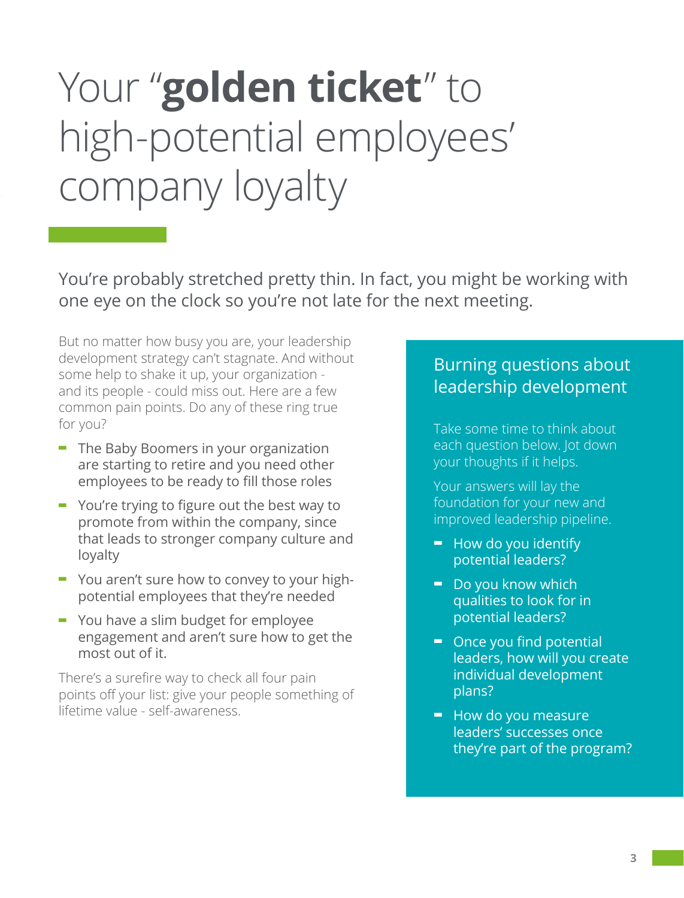# Your "**golden ticket**" to high-potential employees' company loyalty

You're probably stretched pretty thin. In fact, you might be working with one eye on the clock so you're not late for the next meeting.

But no matter how busy you are, your leadership development strategy can't stagnate. And without some help to shake it up, your organization - and its people - could miss out. Here are a few common pain points. Do any of these ring true for you?

- The Baby Boomers in your organization are starting to retire and you need other employees to be ready to fill those roles
- You're trying to figure out the best way to promote from within the company, since that leads to stronger company culture and loyalty
- You aren't sure how to convey to your high-potential employees that they're needed
- You have a slim budget for employee engagement and aren't sure how to get the most out of it.

There's a surefire way to check all four pain points off your list: give your people something of lifetime value - self-awareness.

## Burning questions about leadership development

Take some time to think about each question below. Jot down your thoughts if it helps.

Your answers will lay the foundation for your new and improved leadership pipeline.

- How do you identify potential leaders?
- Do you know which qualities to look for in potential leaders?
- Once you find potential leaders, how will you create individual development plans?
- How do you measure leaders' successes once they're part of the program?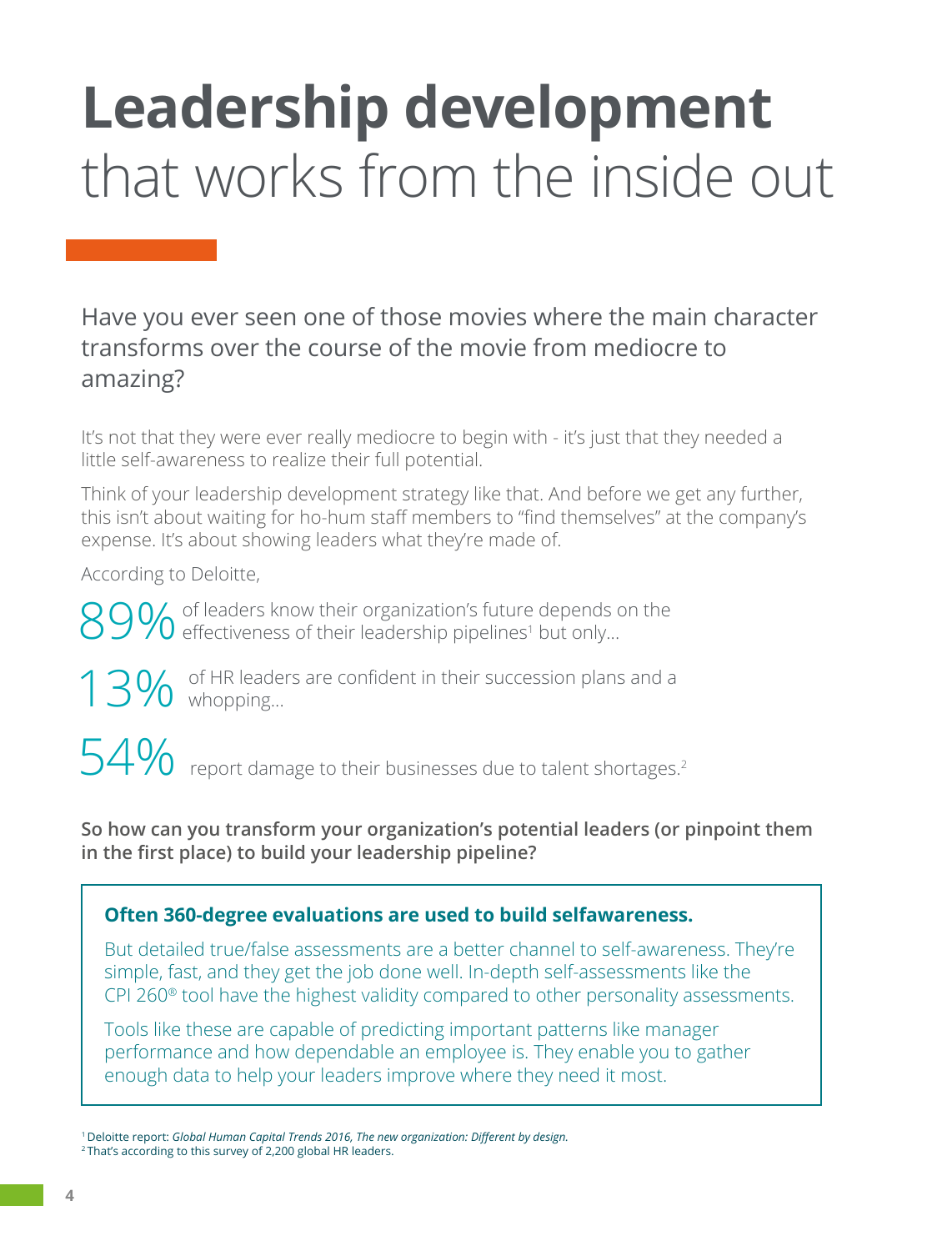# **Leadership development** that works from the inside out

Have you ever seen one of those movies where the main character transforms over the course of the movie from mediocre to amazing?

It's not that they were ever really mediocre to begin with - it's just that they needed a little self-awareness to realize their full potential.

Think of your leadership development strategy like that. And before we get any further, this isn't about waiting for ho-hum staff members to "find themselves" at the company's expense. It's about showing leaders what they're made of.

According to Deloitte,

**89%** of leaders know their organization's future depends on the effectiveness of their leadership pipelines[1] but only...

**13%** of HR leaders are confident in their succession plans and a whopping...

**54%** report damage to their businesses due to talent shortages.[2]

**So how can you transform your organization's potential leaders (or pinpoint them in the first place) to build your leadership pipeline?**

> **Often 360-degree evaluations are used to build selfawareness.**
>
> But detailed true/false assessments are a better channel to self-awareness. They're simple, fast, and they get the job done well. In-depth self-assessments like the CPI 260® tool have the highest validity compared to other personality assessments.
>
> Tools like these are capable of predicting important patterns like manager performance and how dependable an employee is. They enable you to gather enough data to help your leaders improve where they need it most.

[1] Deloitte report: *Global Human Capital Trends 2016, The new organization: Different by design.*
[2] That's according to this survey of 2,200 global HR leaders.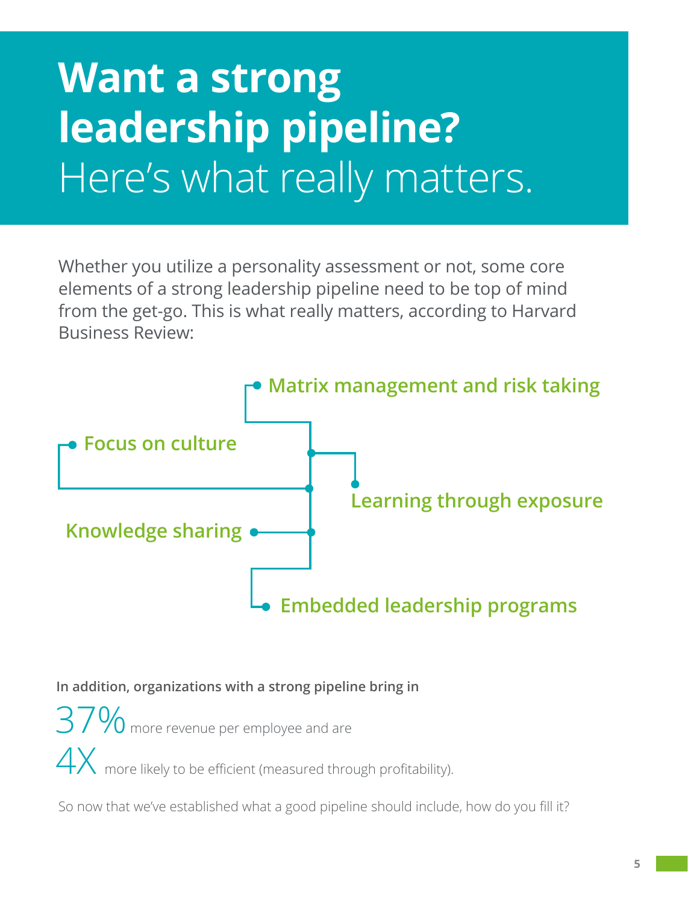# **Want a strong leadership pipeline?** Here's what really matters.

Whether you utilize a personality assessment or not, some core elements of a strong leadership pipeline need to be top of mind from the get-go. This is what really matters, according to Harvard Business Review:

- **Matrix management and risk taking**
- **Focus on culture**
- **Learning through exposure**
- **Knowledge sharing**
- **Embedded leadership programs**

**In addition, organizations with a strong pipeline bring in**

37% more revenue per employee and are

4X more likely to be efficient (measured through profitability).

So now that we've established what a good pipeline should include, how do you fill it?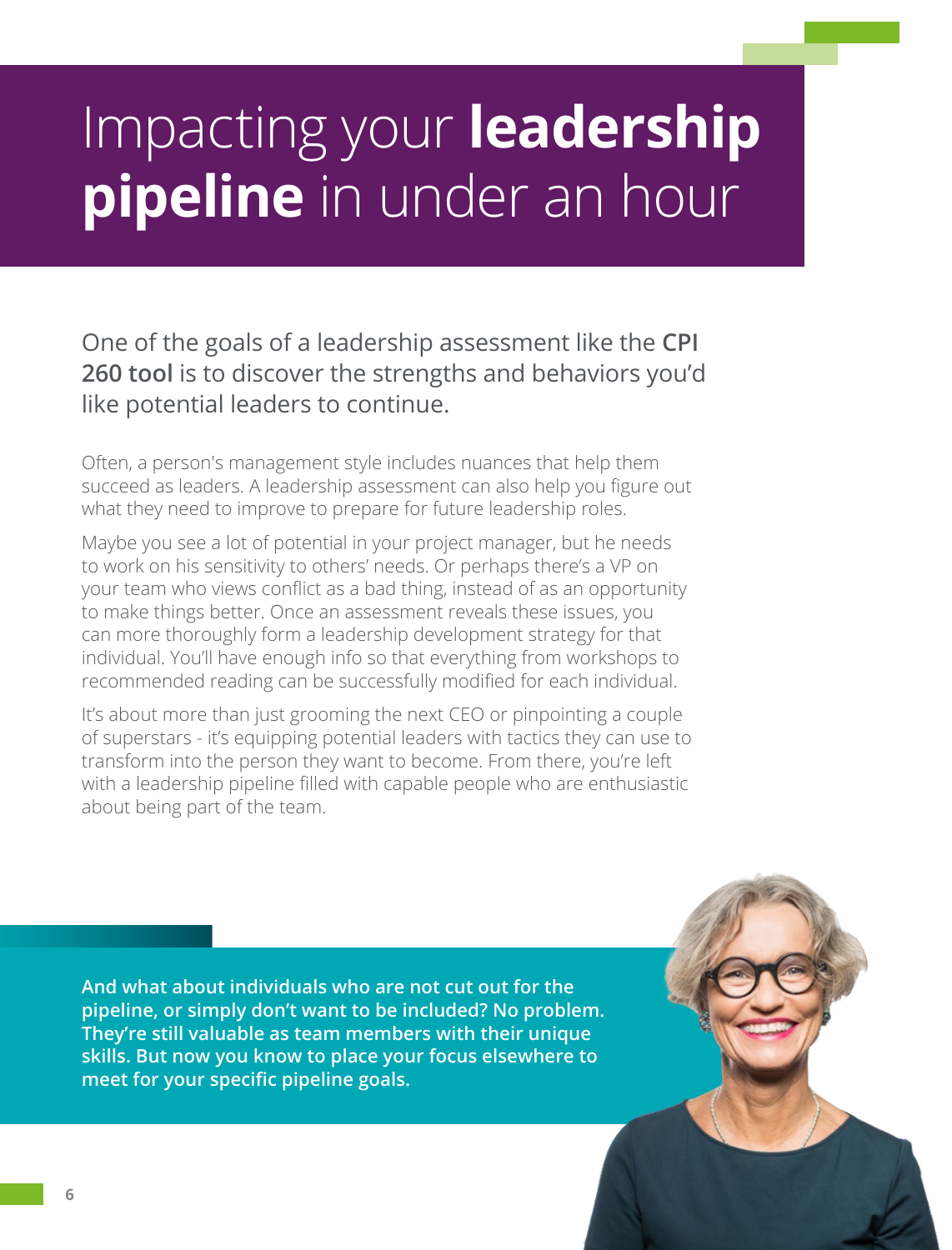# Impacting your **leadership pipeline** in under an hour

One of the goals of a leadership assessment like the **CPI 260 tool** is to discover the strengths and behaviors you'd like potential leaders to continue.

Often, a person's management style includes nuances that help them succeed as leaders. A leadership assessment can also help you figure out what they need to improve to prepare for future leadership roles.

Maybe you see a lot of potential in your project manager, but he needs to work on his sensitivity to others' needs. Or perhaps there's a VP on your team who views conflict as a bad thing, instead of as an opportunity to make things better. Once an assessment reveals these issues, you can more thoroughly form a leadership development strategy for that individual. You'll have enough info so that everything from workshops to recommended reading can be successfully modified for each individual.

It's about more than just grooming the next CEO or pinpointing a couple of superstars - it's equipping potential leaders with tactics they can use to transform into the person they want to become. From there, you're left with a leadership pipeline filled with capable people who are enthusiastic about being part of the team.

**And what about individuals who are not cut out for the pipeline, or simply don't want to be included? No problem. They're still valuable as team members with their unique skills. But now you know to place your focus elsewhere to meet for your specific pipeline goals.**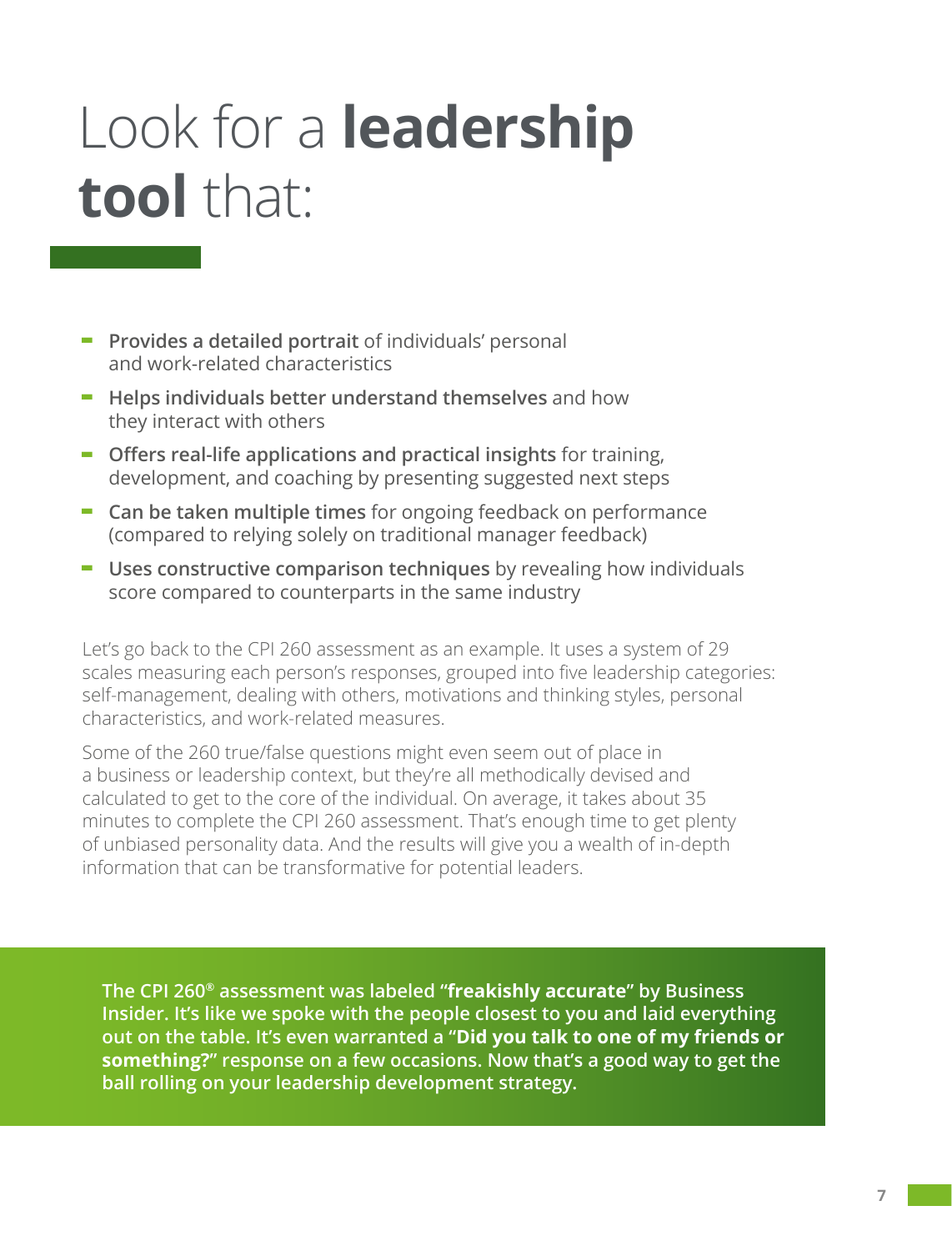# Look for a **leadership tool** that:

- **Provides a detailed portrait** of individuals' personal and work-related characteristics
- **Helps individuals better understand themselves** and how they interact with others
- **Offers real-life applications and practical insights** for training, development, and coaching by presenting suggested next steps
- **Can be taken multiple times** for ongoing feedback on performance (compared to relying solely on traditional manager feedback)
- **Uses constructive comparison techniques** by revealing how individuals score compared to counterparts in the same industry

Let's go back to the CPI 260 assessment as an example. It uses a system of 29 scales measuring each person's responses, grouped into five leadership categories: self-management, dealing with others, motivations and thinking styles, personal characteristics, and work-related measures.

Some of the 260 true/false questions might even seem out of place in a business or leadership context, but they're all methodically devised and calculated to get to the core of the individual. On average, it takes about 35 minutes to complete the CPI 260 assessment. That's enough time to get plenty of unbiased personality data. And the results will give you a wealth of in-depth information that can be transformative for potential leaders.

**The CPI 260® assessment was labeled "freakishly accurate" by Business Insider. It's like we spoke with the people closest to you and laid everything out on the table. It's even warranted a "Did you talk to one of my friends or something?" response on a few occasions. Now that's a good way to get the ball rolling on your leadership development strategy.**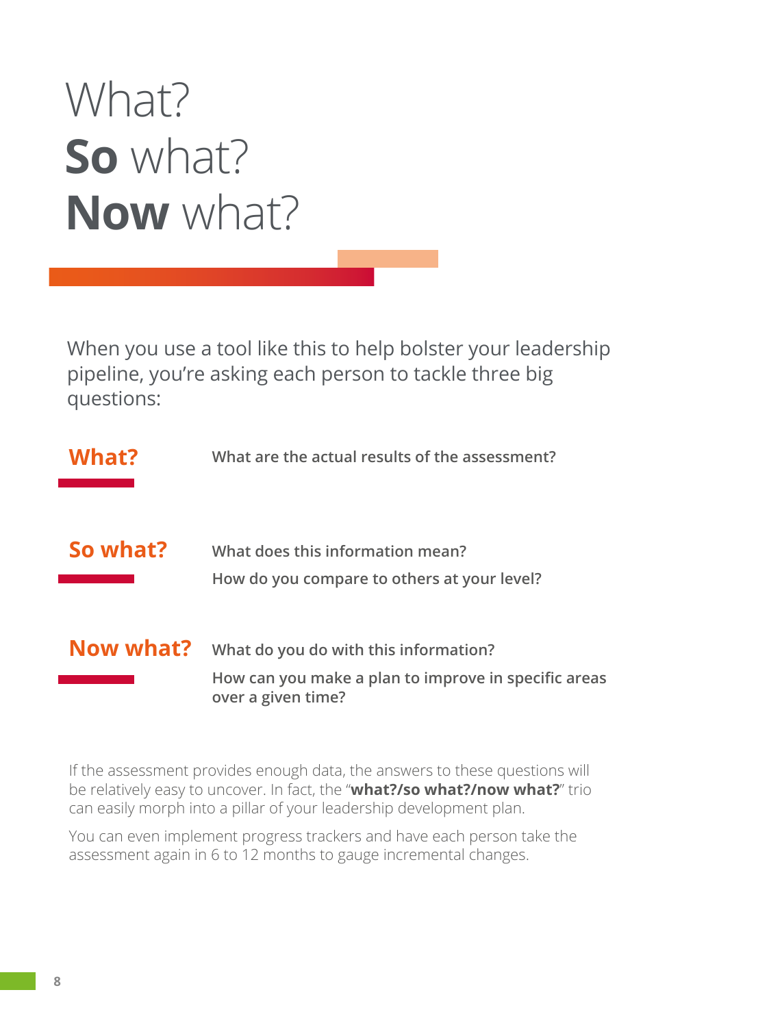# What? **So** what? **Now** what?

When you use a tool like this to help bolster your leadership pipeline, you're asking each person to tackle three big questions:

**What?**

**What are the actual results of the assessment?**

**So what?**

**What does this information mean?**

**How do you compare to others at your level?**

**Now what?**

**What do you do with this information?**

**How can you make a plan to improve in specific areas over a given time?**

If the assessment provides enough data, the answers to these questions will be relatively easy to uncover. In fact, the "**what?/so what?/now what?**" trio can easily morph into a pillar of your leadership development plan.

You can even implement progress trackers and have each person take the assessment again in 6 to 12 months to gauge incremental changes.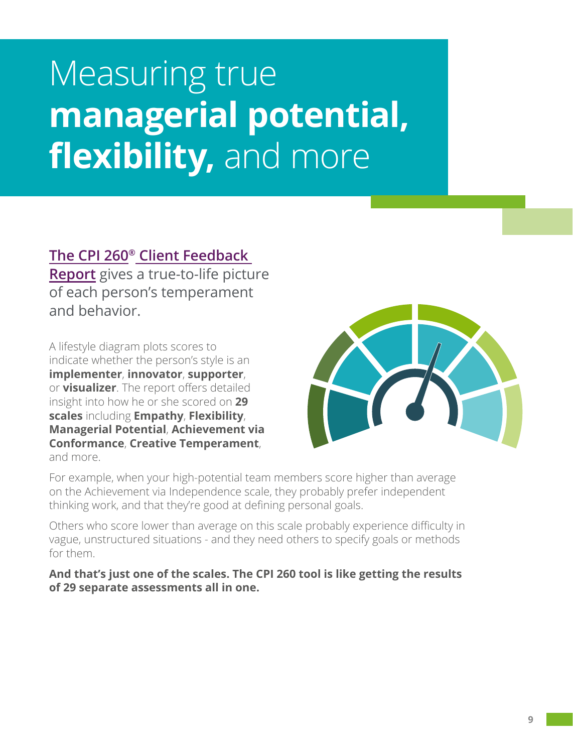# Measuring true **managerial potential, flexibility,** and more

The CPI 260® Client Feedback Report gives a true-to-life picture of each person's temperament and behavior.

A lifestyle diagram plots scores to indicate whether the person's style is an **implementer**, **innovator**, **supporter**, or **visualizer**. The report offers detailed insight into how he or she scored on **29 scales** including **Empathy**, **Flexibility**, **Managerial Potential**, **Achievement via Conformance**, **Creative Temperament**, and more.

For example, when your high-potential team members score higher than average on the Achievement via Independence scale, they probably prefer independent thinking work, and that they're good at defining personal goals.

Others who score lower than average on this scale probably experience difficulty in vague, unstructured situations - and they need others to specify goals or methods for them.

**And that's just one of the scales. The CPI 260 tool is like getting the results of 29 separate assessments all in one.**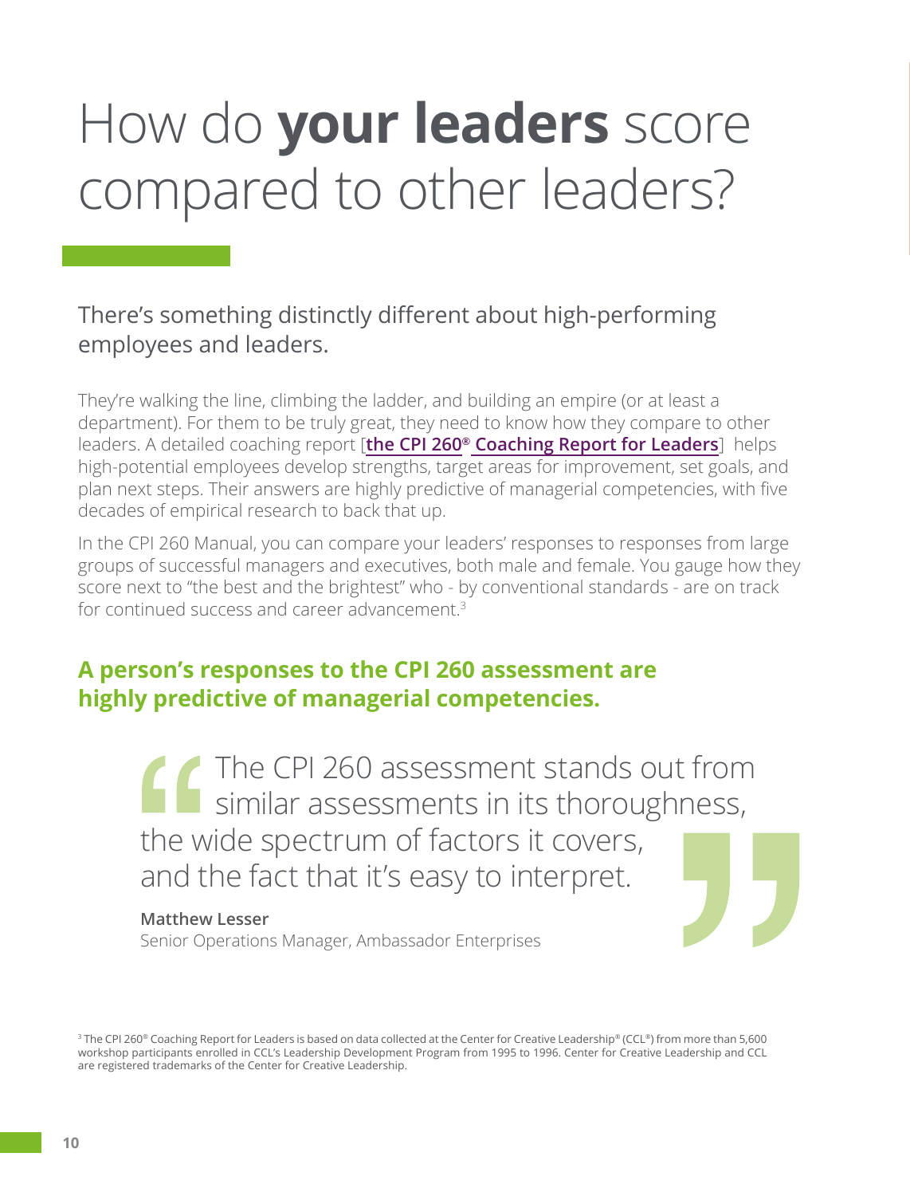# How do **your leaders** score compared to other leaders?

## There's something distinctly different about high-performing employees and leaders.

They're walking the line, climbing the ladder, and building an empire (or at least a department). For them to be truly great, they need to know how they compare to other leaders. A detailed coaching report [**the CPI 260® Coaching Report for Leaders**] helps high-potential employees develop strengths, target areas for improvement, set goals, and plan next steps. Their answers are highly predictive of managerial competencies, with five decades of empirical research to back that up.

In the CPI 260 Manual, you can compare your leaders' responses to responses from large groups of successful managers and executives, both male and female. You gauge how they score next to "the best and the brightest" who - by conventional standards - are on track for continued success and career advancement.[3]

### A person's responses to the CPI 260 assessment are highly predictive of managerial competencies.

> "The CPI 260 assessment stands out from similar assessments in its thoroughness, the wide spectrum of factors it covers, and the fact that it's easy to interpret."
>
> **Matthew Lesser**
> Senior Operations Manager, Ambassador Enterprises

[3] The CPI 260® Coaching Report for Leaders is based on data collected at the Center for Creative Leadership® (CCL®) from more than 5,600 workshop participants enrolled in CCL's Leadership Development Program from 1995 to 1996. Center for Creative Leadership and CCL are registered trademarks of the Center for Creative Leadership.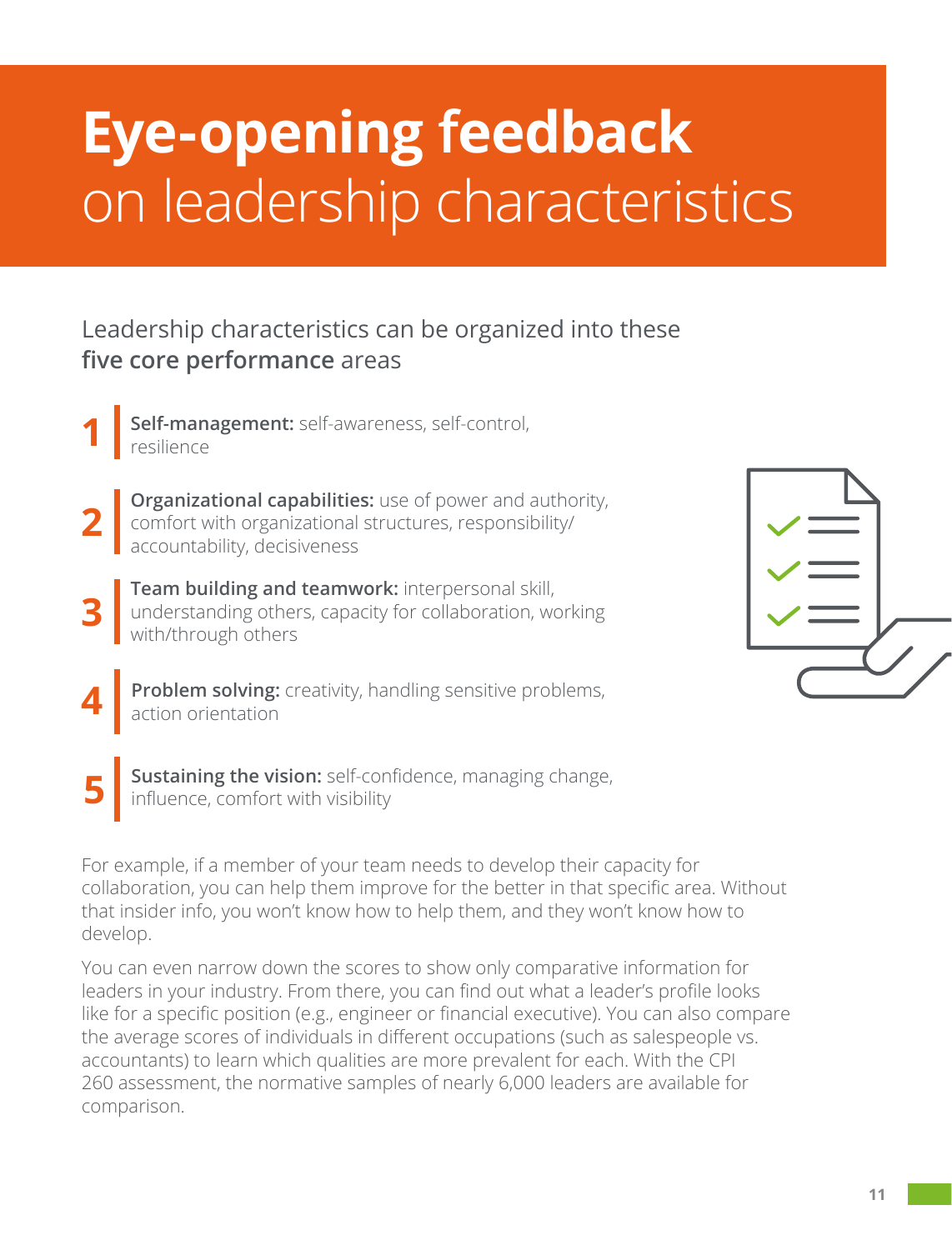# **Eye-opening feedback** on leadership characteristics

Leadership characteristics can be organized into these **five core performance** areas

1. **Self-management:** self-awareness, self-control, resilience
2. **Organizational capabilities:** use of power and authority, comfort with organizational structures, responsibility/accountability, decisiveness
3. **Team building and teamwork:** interpersonal skill, understanding others, capacity for collaboration, working with/through others
4. **Problem solving:** creativity, handling sensitive problems, action orientation
5. **Sustaining the vision:** self-confidence, managing change, influence, comfort with visibility

For example, if a member of your team needs to develop their capacity for collaboration, you can help them improve for the better in that specific area. Without that insider info, you won't know how to help them, and they won't know how to develop.

You can even narrow down the scores to show only comparative information for leaders in your industry. From there, you can find out what a leader's profile looks like for a specific position (e.g., engineer or financial executive). You can also compare the average scores of individuals in different occupations (such as salespeople vs. accountants) to learn which qualities are more prevalent for each. With the CPI 260 assessment, the normative samples of nearly 6,000 leaders are available for comparison.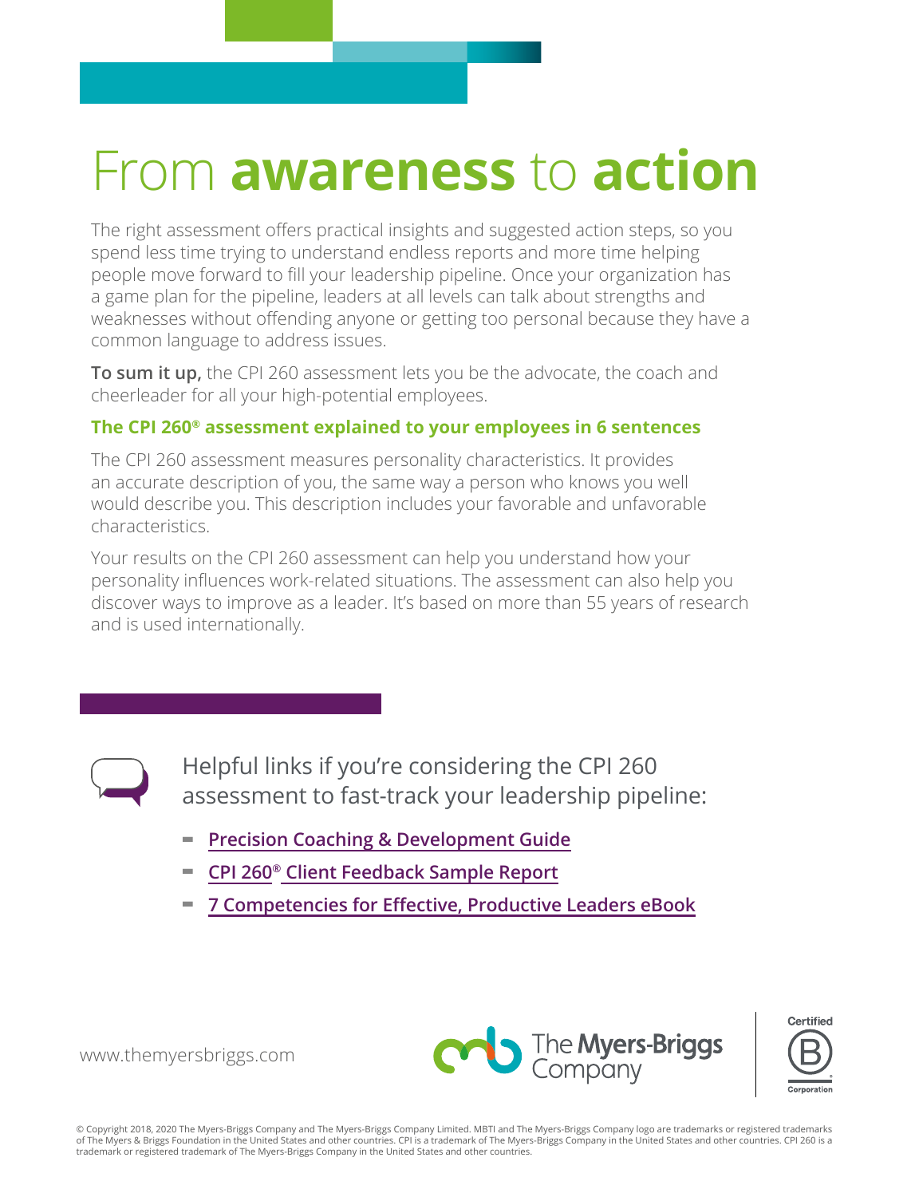# From **awareness** to **action**

The right assessment offers practical insights and suggested action steps, so you spend less time trying to understand endless reports and more time helping people move forward to fill your leadership pipeline. Once your organization has a game plan for the pipeline, leaders at all levels can talk about strengths and weaknesses without offending anyone or getting too personal because they have a common language to address issues.

**To sum it up,** the CPI 260 assessment lets you be the advocate, the coach and cheerleader for all your high-potential employees.

### The CPI 260® assessment explained to your employees in 6 sentences

The CPI 260 assessment measures personality characteristics. It provides an accurate description of you, the same way a person who knows you well would describe you. This description includes your favorable and unfavorable characteristics.

Your results on the CPI 260 assessment can help you understand how your personality influences work-related situations. The assessment can also help you discover ways to improve as a leader. It's based on more than 55 years of research and is used internationally.

Helpful links if you're considering the CPI 260 assessment to fast-track your leadership pipeline:

- Precision Coaching & Development Guide
- CPI 260® Client Feedback Sample Report
- 7 Competencies for Effective, Productive Leaders eBook

www.themyersbriggs.com

The Myers-Briggs Company

Certified B Corporation

© Copyright 2018, 2020 The Myers-Briggs Company and The Myers-Briggs Company Limited. MBTI and The Myers-Briggs Company logo are trademarks or registered trademarks of The Myers & Briggs Foundation in the United States and other countries. CPI is a trademark of The Myers-Briggs Company in the United States and other countries. CPI 260 is a trademark or registered trademark of The Myers-Briggs Company in the United States and other countries.